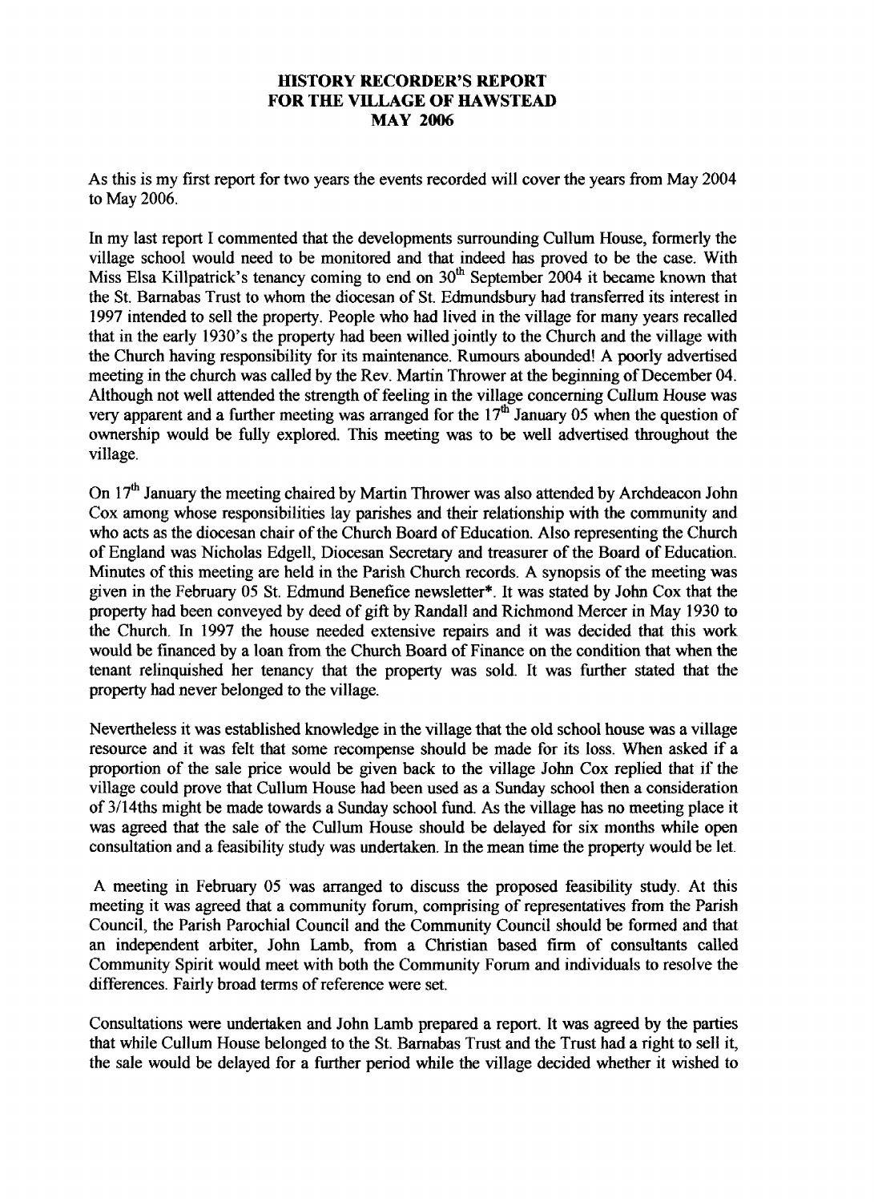# HISTORY RECORDER'S REPORT
# FOR THE VILLAGE OF HAWSTEAD
# MAY 2006

As this is my first report for two years the events recorded will cover the years from May 2004 to May 2006.

In my last report I commented that the developments surrounding Cullum House, formerly the village school would need to be monitored and that indeed has proved to be the case. With Miss Elsa Killpatrick's tenancy coming to end on 30th September 2004 it became known that the St. Barnabas Trust to whom the diocesan of St. Edmundsbury had transferred its interest in 1997 intended to sell the property. People who had lived in the village for many years recalled that in the early 1930's the property had been willed jointly to the Church and the village with the Church having responsibility for its maintenance. Rumours abounded! A poorly advertised meeting in the church was called by the Rev. Martin Thrower at the beginning of December 04. Although not well attended the strength of feeling in the village concerning Cullum House was very apparent and a further meeting was arranged for the 17th January 05 when the question of ownership would be fully explored. This meeting was to be well advertised throughout the village.

On 17th January the meeting chaired by Martin Thrower was also attended by Archdeacon John Cox among whose responsibilities lay parishes and their relationship with the community and who acts as the diocesan chair of the Church Board of Education. Also representing the Church of England was Nicholas Edgell, Diocesan Secretary and treasurer of the Board of Education. Minutes of this meeting are held in the Parish Church records. A synopsis of the meeting was given in the February 05 St. Edmund Benefice newsletter*. It was stated by John Cox that the property had been conveyed by deed of gift by Randall and Richmond Mercer in May 1930 to the Church. In 1997 the house needed extensive repairs and it was decided that this work would be financed by a loan from the Church Board of Finance on the condition that when the tenant relinquished her tenancy that the property was sold. It was further stated that the property had never belonged to the village.

Nevertheless it was established knowledge in the village that the old school house was a village resource and it was felt that some recompense should be made for its loss. When asked if a proportion of the sale price would be given back to the village John Cox replied that if the village could prove that Cullum House had been used as a Sunday school then a consideration of 3/14ths might be made towards a Sunday school fund. As the village has no meeting place it was agreed that the sale of the Cullum House should be delayed for six months while open consultation and a feasibility study was undertaken. In the mean time the property would be let.

A meeting in February 05 was arranged to discuss the proposed feasibility study. At this meeting it was agreed that a community forum, comprising of representatives from the Parish Council, the Parish Parochial Council and the Community Council should be formed and that an independent arbiter, John Lamb, from a Christian based firm of consultants called Community Spirit would meet with both the Community Forum and individuals to resolve the differences. Fairly broad terms of reference were set.

Consultations were undertaken and John Lamb prepared a report. It was agreed by the parties that while Cullum House belonged to the St. Barnabas Trust and the Trust had a right to sell it, the sale would be delayed for a further period while the village decided whether it wished to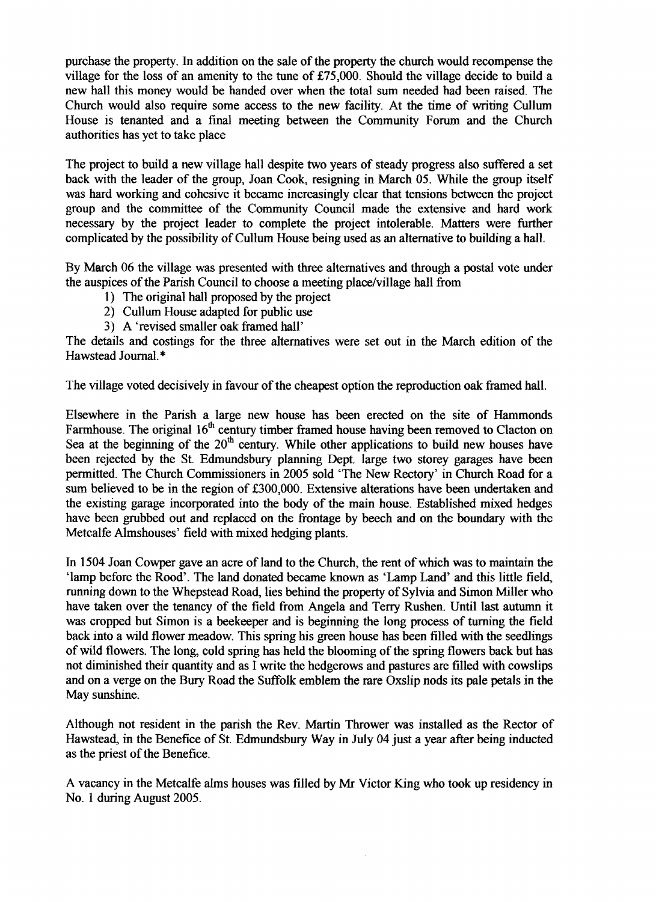purchase the property. In addition on the sale of the property the church would recompense the village for the loss of an amenity to the tune of £75,000. Should the village decide to build a new hall this money would be handed over when the total sum needed had been raised. The Church would also require some access to the new facility. At the time of writing Cullum House is tenanted and a final meeting between the Community Forum and the Church authorities has yet to take place

The project to build a new village hall despite two years of steady progress also suffered a set back with the leader of the group, Joan Cook, resigning in March 05. While the group itself was hard working and cohesive it became increasingly clear that tensions between the project group and the committee of the Community Council made the extensive and hard work necessary by the project leader to complete the project intolerable. Matters were further complicated by the possibility of Cullum House being used as an alternative to building a hall.

By March 06 the village was presented with three alternatives and through a postal vote under the auspices of the Parish Council to choose a meeting place/village hall from

1) The original hall proposed by the project
2) Cullum House adapted for public use
3) A 'revised smaller oak framed hall'

The details and costings for the three alternatives were set out in the March edition of the Hawstead Journal.*

The village voted decisively in favour of the cheapest option the reproduction oak framed hall.

Elsewhere in the Parish a large new house has been erected on the site of Hammonds Farmhouse. The original 16th century timber framed house having been removed to Clacton on Sea at the beginning of the 20th century. While other applications to build new houses have been rejected by the St. Edmundsbury planning Dept. large two storey garages have been permitted. The Church Commissioners in 2005 sold 'The New Rectory' in Church Road for a sum believed to be in the region of £300,000. Extensive alterations have been undertaken and the existing garage incorporated into the body of the main house. Established mixed hedges have been grubbed out and replaced on the frontage by beech and on the boundary with the Metcalfe Almshouses' field with mixed hedging plants.

In 1504 Joan Cowper gave an acre of land to the Church, the rent of which was to maintain the 'lamp before the Rood'. The land donated became known as 'Lamp Land' and this little field, running down to the Whepstead Road, lies behind the property of Sylvia and Simon Miller who have taken over the tenancy of the field from Angela and Terry Rushen. Until last autumn it was cropped but Simon is a beekeeper and is beginning the long process of turning the field back into a wild flower meadow. This spring his green house has been filled with the seedlings of wild flowers. The long, cold spring has held the blooming of the spring flowers back but has not diminished their quantity and as I write the hedgerows and pastures are filled with cowslips and on a verge on the Bury Road the Suffolk emblem the rare Oxslip nods its pale petals in the May sunshine.

Although not resident in the parish the Rev. Martin Thrower was installed as the Rector of Hawstead, in the Benefice of St. Edmundsbury Way in July 04 just a year after being inducted as the priest of the Benefice.

A vacancy in the Metcalfe alms houses was filled by Mr Victor King who took up residency in No. 1 during August 2005.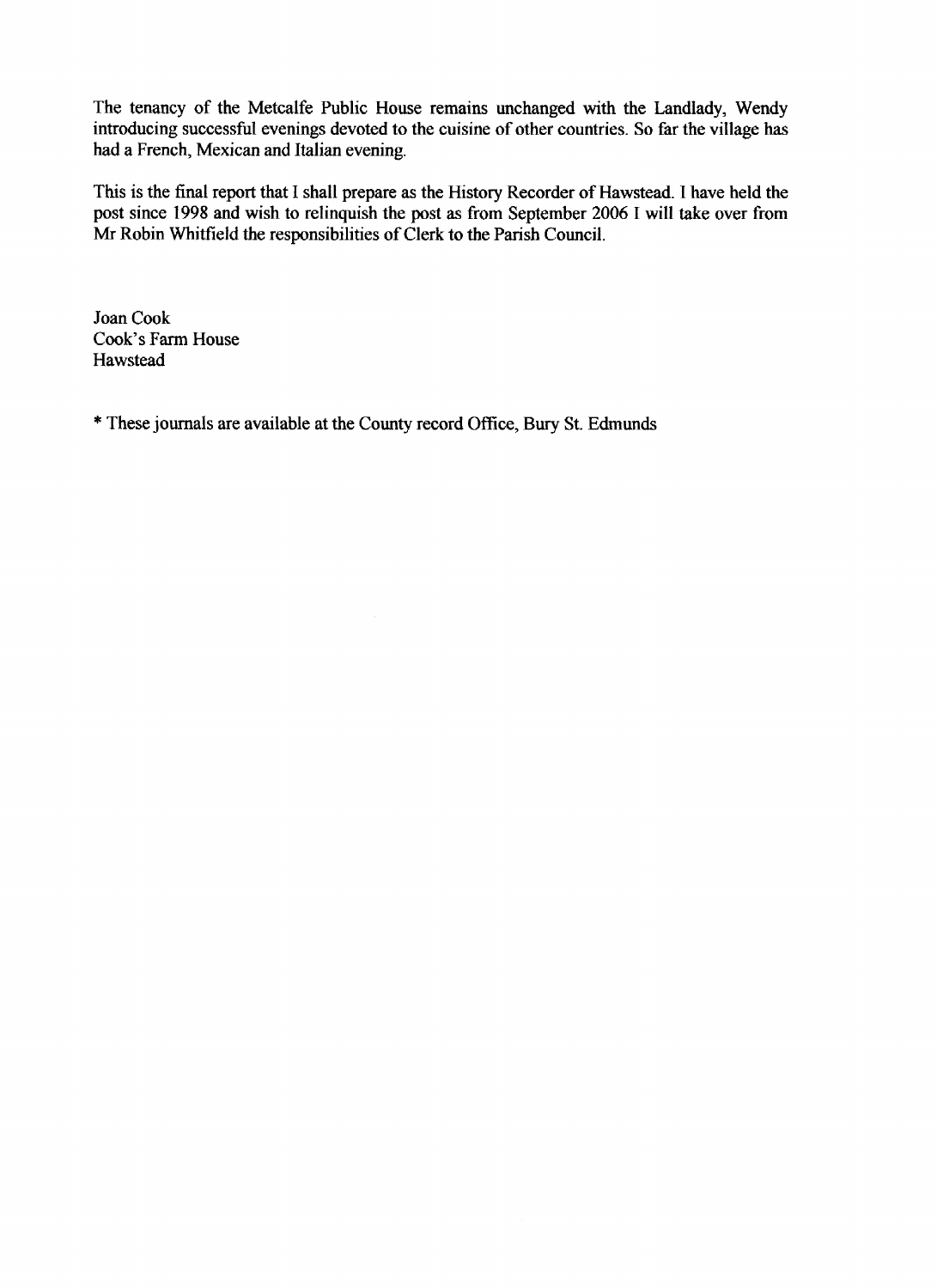The tenancy of the Metcalfe Public House remains unchanged with the Landlady, Wendy introducing successful evenings devoted to the cuisine of other countries. So far the village has had a French, Mexican and Italian evening.

This is the final report that I shall prepare as the History Recorder of Hawstead. I have held the post since 1998 and wish to relinquish the post as from September 2006 I will take over from Mr Robin Whitfield the responsibilities of Clerk to the Parish Council.

Joan Cook
Cook's Farm House
Hawstead

* These journals are available at the County record Office, Bury St. Edmunds